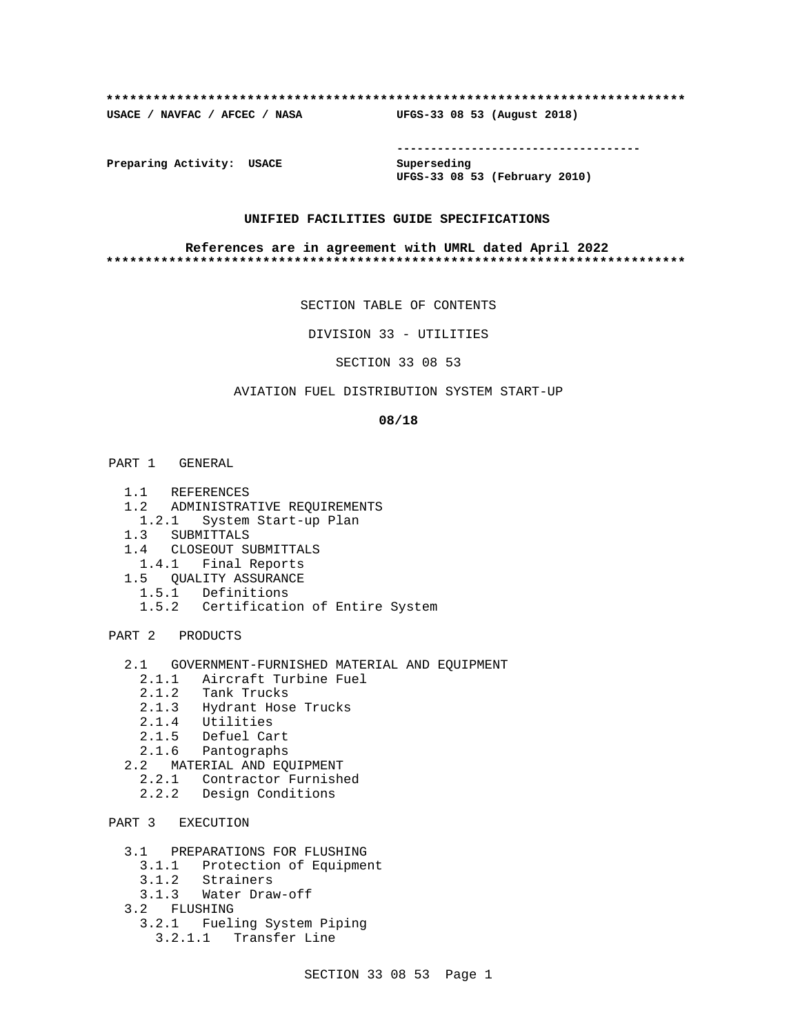**************************************************************************

**USACE / NAVFAC / AFCEC / NASA** **UFGS-33 08 53 (August 2018)**

-----------------------------------

**Preparing Activity: USACE** **Superseding**
**UFGS-33 08 53 (February 2010)**

**UNIFIED FACILITIES GUIDE SPECIFICATIONS**

**References are in agreement with UMRL dated April 2022**

**************************************************************************

SECTION TABLE OF CONTENTS

DIVISION 33 - UTILITIES

SECTION 33 08 53

AVIATION FUEL DISTRIBUTION SYSTEM START-UP

**08/18**

PART 1 GENERAL

- 1.1 REFERENCES
- 1.2 ADMINISTRATIVE REQUIREMENTS
  - 1.2.1 System Start-up Plan
- 1.3 SUBMITTALS
- 1.4 CLOSEOUT SUBMITTALS
  - 1.4.1 Final Reports
- 1.5 QUALITY ASSURANCE
  - 1.5.1 Definitions
  - 1.5.2 Certification of Entire System

PART 2 PRODUCTS

- 2.1 GOVERNMENT-FURNISHED MATERIAL AND EQUIPMENT
  - 2.1.1 Aircraft Turbine Fuel
  - 2.1.2 Tank Trucks
  - 2.1.3 Hydrant Hose Trucks
  - 2.1.4 Utilities
  - 2.1.5 Defuel Cart
  - 2.1.6 Pantographs
- 2.2 MATERIAL AND EQUIPMENT
  - 2.2.1 Contractor Furnished
  - 2.2.2 Design Conditions

PART 3 EXECUTION

- 3.1 PREPARATIONS FOR FLUSHING
  - 3.1.1 Protection of Equipment
  - 3.1.2 Strainers
  - 3.1.3 Water Draw-off
- 3.2 FLUSHING
  - 3.2.1 Fueling System Piping
    - 3.2.1.1 Transfer Line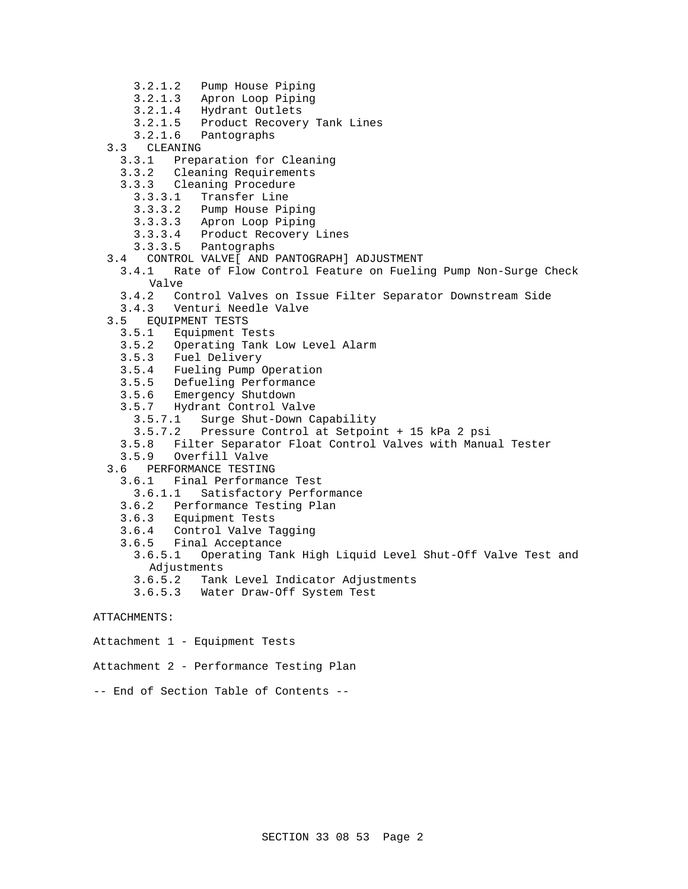- 3.2.1.2 Pump House Piping
- 3.2.1.3 Apron Loop Piping
- 3.2.1.4 Hydrant Outlets
- 3.2.1.5 Product Recovery Tank Lines
- 3.2.1.6 Pantographs
- 3.3 CLEANING
  - 3.3.1 Preparation for Cleaning
  - 3.3.2 Cleaning Requirements
  - 3.3.3 Cleaning Procedure
    - 3.3.3.1 Transfer Line
    - 3.3.3.2 Pump House Piping
    - 3.3.3.3 Apron Loop Piping
    - 3.3.3.4 Product Recovery Lines
    - 3.3.3.5 Pantographs
- 3.4 CONTROL VALVE[ AND PANTOGRAPH] ADJUSTMENT
  - 3.4.1 Rate of Flow Control Feature on Fueling Pump Non-Surge Check Valve
  - 3.4.2 Control Valves on Issue Filter Separator Downstream Side
  - 3.4.3 Venturi Needle Valve
- 3.5 EQUIPMENT TESTS
  - 3.5.1 Equipment Tests
  - 3.5.2 Operating Tank Low Level Alarm
  - 3.5.3 Fuel Delivery
  - 3.5.4 Fueling Pump Operation
  - 3.5.5 Defueling Performance
  - 3.5.6 Emergency Shutdown
  - 3.5.7 Hydrant Control Valve
    - 3.5.7.1 Surge Shut-Down Capability
    - 3.5.7.2 Pressure Control at Setpoint + 15 kPa 2 psi
  - 3.5.8 Filter Separator Float Control Valves with Manual Tester
  - 3.5.9 Overfill Valve
- 3.6 PERFORMANCE TESTING
  - 3.6.1 Final Performance Test
    - 3.6.1.1 Satisfactory Performance
  - 3.6.2 Performance Testing Plan
  - 3.6.3 Equipment Tests
  - 3.6.4 Control Valve Tagging
  - 3.6.5 Final Acceptance
    - 3.6.5.1 Operating Tank High Liquid Level Shut-Off Valve Test and Adjustments
    - 3.6.5.2 Tank Level Indicator Adjustments
    - 3.6.5.3 Water Draw-Off System Test

ATTACHMENTS:

Attachment 1 - Equipment Tests

Attachment 2 - Performance Testing Plan

-- End of Section Table of Contents --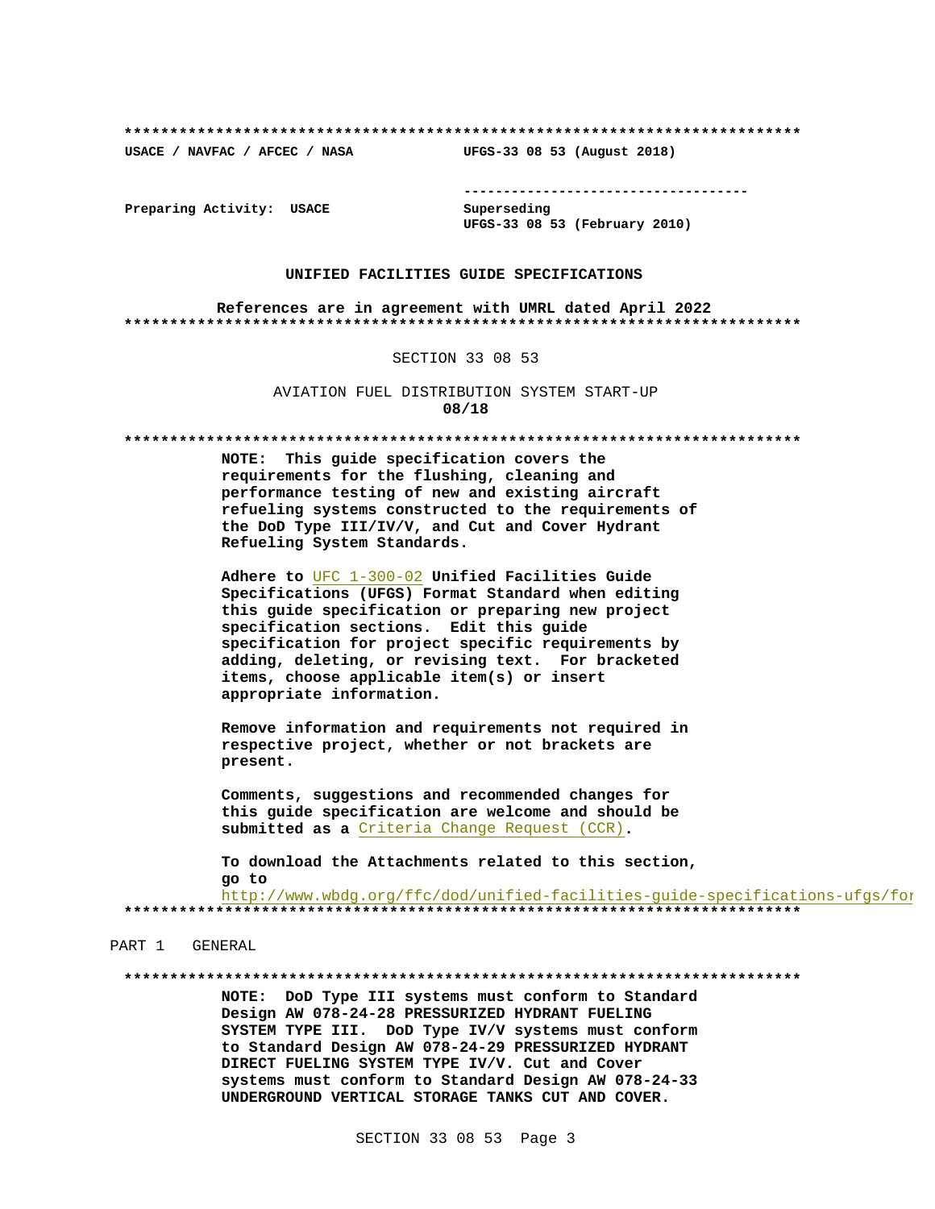**************************************************************************

USACE / NAVFAC / AFCEC / NASA                    UFGS-33 08 53 (August 2018)

-----------------------------------

Preparing Activity: USACE                        Superseding
UFGS-33 08 53 (February 2010)

**UNIFIED FACILITIES GUIDE SPECIFICATIONS**

**References are in agreement with UMRL dated April 2022**

**************************************************************************

SECTION 33 08 53

AVIATION FUEL DISTRIBUTION SYSTEM START-UP
**08/18**

**************************************************************************

**NOTE: This guide specification covers the requirements for the flushing, cleaning and performance testing of new and existing aircraft refueling systems constructed to the requirements of the DoD Type III/IV/V, and Cut and Cover Hydrant Refueling System Standards.**

**Adhere to** UFC 1-300-02 **Unified Facilities Guide Specifications (UFGS) Format Standard when editing this guide specification or preparing new project specification sections. Edit this guide specification for project specific requirements by adding, deleting, or revising text. For bracketed items, choose applicable item(s) or insert appropriate information.**

**Remove information and requirements not required in respective project, whether or not brackets are present.**

**Comments, suggestions and recommended changes for this guide specification are welcome and should be submitted as a** Criteria Change Request (CCR)**.**

**To download the Attachments related to this section, go to**
http://www.wbdg.org/ffc/dod/unified-facilities-guide-specifications-ufgs/for

**************************************************************************

PART 1 GENERAL

**************************************************************************

**NOTE: DoD Type III systems must conform to Standard Design AW 078-24-28 PRESSURIZED HYDRANT FUELING SYSTEM TYPE III. DoD Type IV/V systems must conform to Standard Design AW 078-24-29 PRESSURIZED HYDRANT DIRECT FUELING SYSTEM TYPE IV/V. Cut and Cover systems must conform to Standard Design AW 078-24-33 UNDERGROUND VERTICAL STORAGE TANKS CUT AND COVER.**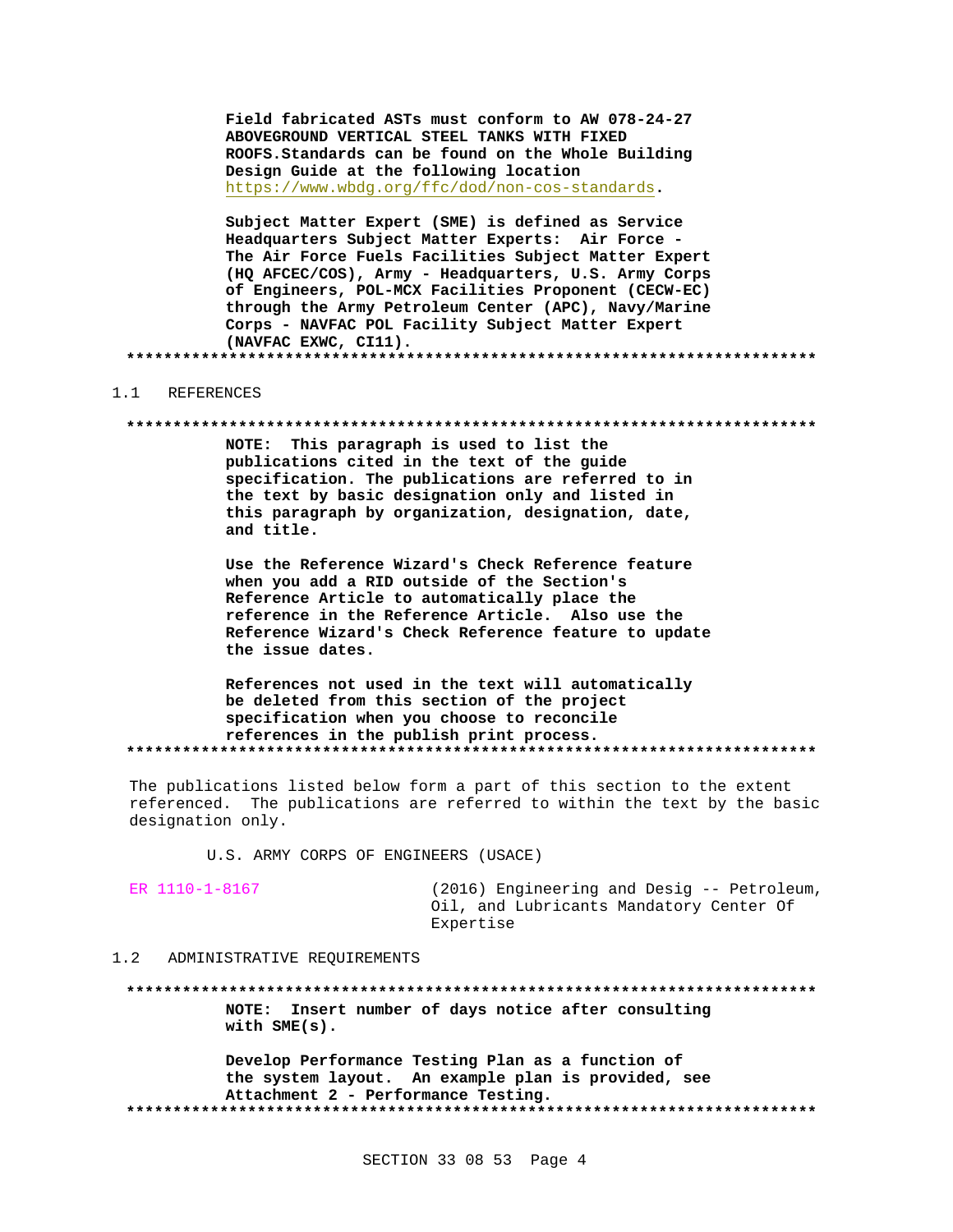**Field fabricated ASTs must conform to AW 078-24-27 ABOVEGROUND VERTICAL STEEL TANKS WITH FIXED ROOFS.Standards can be found on the Whole Building Design Guide at the following location https://www.wbdg.org/ffc/dod/non-cos-standards.**

**Subject Matter Expert (SME) is defined as Service Headquarters Subject Matter Experts: Air Force - The Air Force Fuels Facilities Subject Matter Expert (HQ AFCEC/COS), Army - Headquarters, U.S. Army Corps of Engineers, POL-MCX Facilities Proponent (CECW-EC) through the Army Petroleum Center (APC), Navy/Marine Corps - NAVFAC POL Facility Subject Matter Expert (NAVFAC EXWC, CI11).**

**************************************************************************

## 1.1 REFERENCES

**************************************************************************

**NOTE: This paragraph is used to list the publications cited in the text of the guide specification. The publications are referred to in the text by basic designation only and listed in this paragraph by organization, designation, date, and title.**

**Use the Reference Wizard's Check Reference feature when you add a RID outside of the Section's Reference Article to automatically place the reference in the Reference Article. Also use the Reference Wizard's Check Reference feature to update the issue dates.**

**References not used in the text will automatically be deleted from this section of the project specification when you choose to reconcile references in the publish print process.**

**************************************************************************

The publications listed below form a part of this section to the extent referenced. The publications are referred to within the text by the basic designation only.

U.S. ARMY CORPS OF ENGINEERS (USACE)

| | |
|---|---|
| ER 1110-1-8167 | (2016) Engineering and Desig -- Petroleum, Oil, and Lubricants Mandatory Center Of Expertise |

## 1.2 ADMINISTRATIVE REQUIREMENTS

**************************************************************************

**NOTE: Insert number of days notice after consulting with SME(s).**

**Develop Performance Testing Plan as a function of the system layout. An example plan is provided, see Attachment 2 - Performance Testing.**

**************************************************************************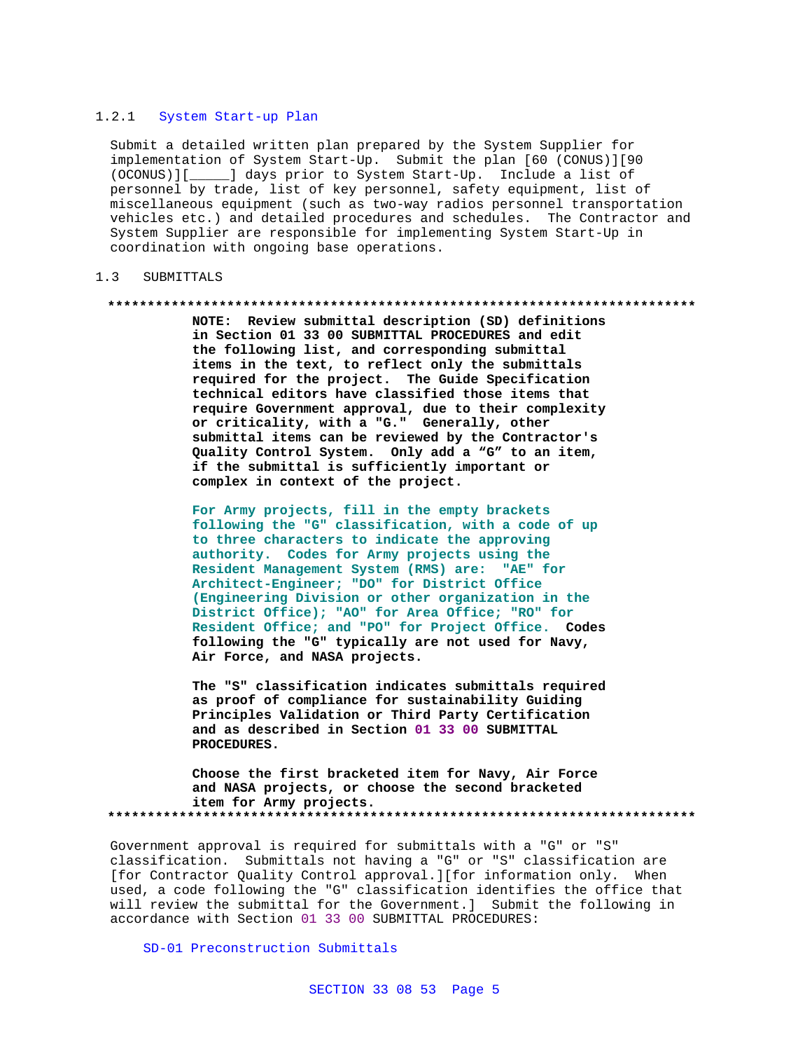### 1.2.1 System Start-up Plan

Submit a detailed written plan prepared by the System Supplier for implementation of System Start-Up. Submit the plan [60 (CONUS)][90 (OCONUS)][_____] days prior to System Start-Up. Include a list of personnel by trade, list of key personnel, safety equipment, list of miscellaneous equipment (such as two-way radios personnel transportation vehicles etc.) and detailed procedures and schedules. The Contractor and System Supplier are responsible for implementing System Start-Up in coordination with ongoing base operations.

## 1.3 SUBMITTALS

**************************************************************************

**NOTE: Review submittal description (SD) definitions in Section 01 33 00 SUBMITTAL PROCEDURES and edit the following list, and corresponding submittal items in the text, to reflect only the submittals required for the project. The Guide Specification technical editors have classified those items that require Government approval, due to their complexity or criticality, with a "G." Generally, other submittal items can be reviewed by the Contractor's Quality Control System. Only add a "G" to an item, if the submittal is sufficiently important or complex in context of the project.**

**For Army projects, fill in the empty brackets following the "G" classification, with a code of up to three characters to indicate the approving authority. Codes for Army projects using the Resident Management System (RMS) are: "AE" for Architect-Engineer; "DO" for District Office (Engineering Division or other organization in the District Office); "AO" for Area Office; "RO" for Resident Office; and "PO" for Project Office. Codes following the "G" typically are not used for Navy, Air Force, and NASA projects.**

**The "S" classification indicates submittals required as proof of compliance for sustainability Guiding Principles Validation or Third Party Certification and as described in Section 01 33 00 SUBMITTAL PROCEDURES.**

**Choose the first bracketed item for Navy, Air Force and NASA projects, or choose the second bracketed item for Army projects.**

**************************************************************************

Government approval is required for submittals with a "G" or "S" classification. Submittals not having a "G" or "S" classification are [for Contractor Quality Control approval.][for information only. When used, a code following the "G" classification identifies the office that will review the submittal for the Government.] Submit the following in accordance with Section 01 33 00 SUBMITTAL PROCEDURES:

SD-01 Preconstruction Submittals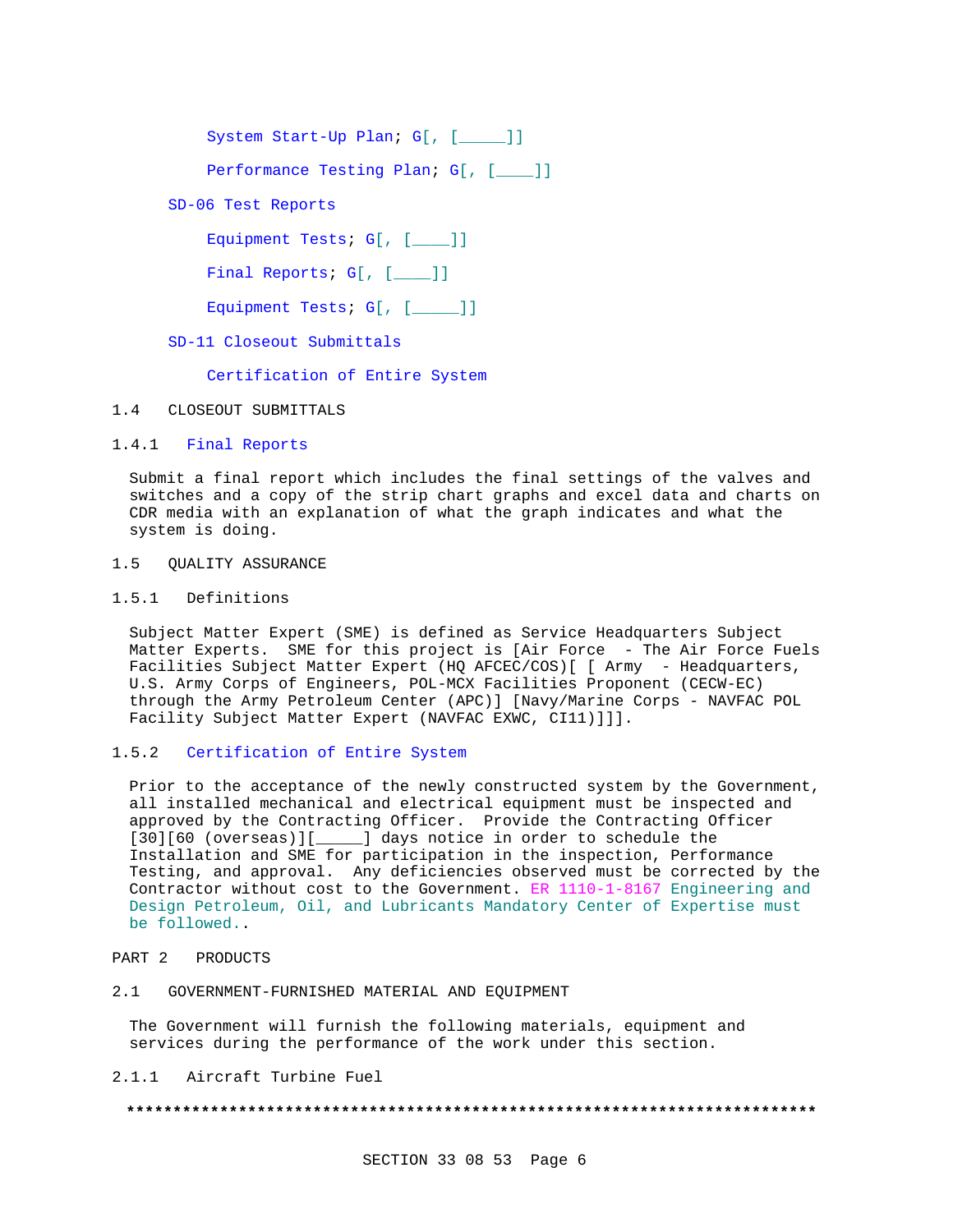System Start-Up Plan; G[, [_____]]

Performance Testing Plan; G[, [____]]

SD-06 Test Reports

Equipment Tests; G[, [____]]

Final Reports; G[, [____]]

Equipment Tests; G[, [_____]]

SD-11 Closeout Submittals

Certification of Entire System

## 1.4 CLOSEOUT SUBMITTALS

### 1.4.1 Final Reports

Submit a final report which includes the final settings of the valves and switches and a copy of the strip chart graphs and excel data and charts on CDR media with an explanation of what the graph indicates and what the system is doing.

## 1.5 QUALITY ASSURANCE

### 1.5.1 Definitions

Subject Matter Expert (SME) is defined as Service Headquarters Subject Matter Experts. SME for this project is [Air Force - The Air Force Fuels Facilities Subject Matter Expert (HQ AFCEC/COS)[ [ Army - Headquarters, U.S. Army Corps of Engineers, POL-MCX Facilities Proponent (CECW-EC) through the Army Petroleum Center (APC)] [Navy/Marine Corps - NAVFAC POL Facility Subject Matter Expert (NAVFAC EXWC, CI11)]]].

### 1.5.2 Certification of Entire System

Prior to the acceptance of the newly constructed system by the Government, all installed mechanical and electrical equipment must be inspected and approved by the Contracting Officer. Provide the Contracting Officer [30][60 (overseas)][_____] days notice in order to schedule the Installation and SME for participation in the inspection, Performance Testing, and approval. Any deficiencies observed must be corrected by the Contractor without cost to the Government. ER 1110-1-8167 Engineering and Design Petroleum, Oil, and Lubricants Mandatory Center of Expertise must be followed..

# PART 2 PRODUCTS

## 2.1 GOVERNMENT-FURNISHED MATERIAL AND EQUIPMENT

The Government will furnish the following materials, equipment and services during the performance of the work under this section.

### 2.1.1 Aircraft Turbine Fuel

**************************************************************************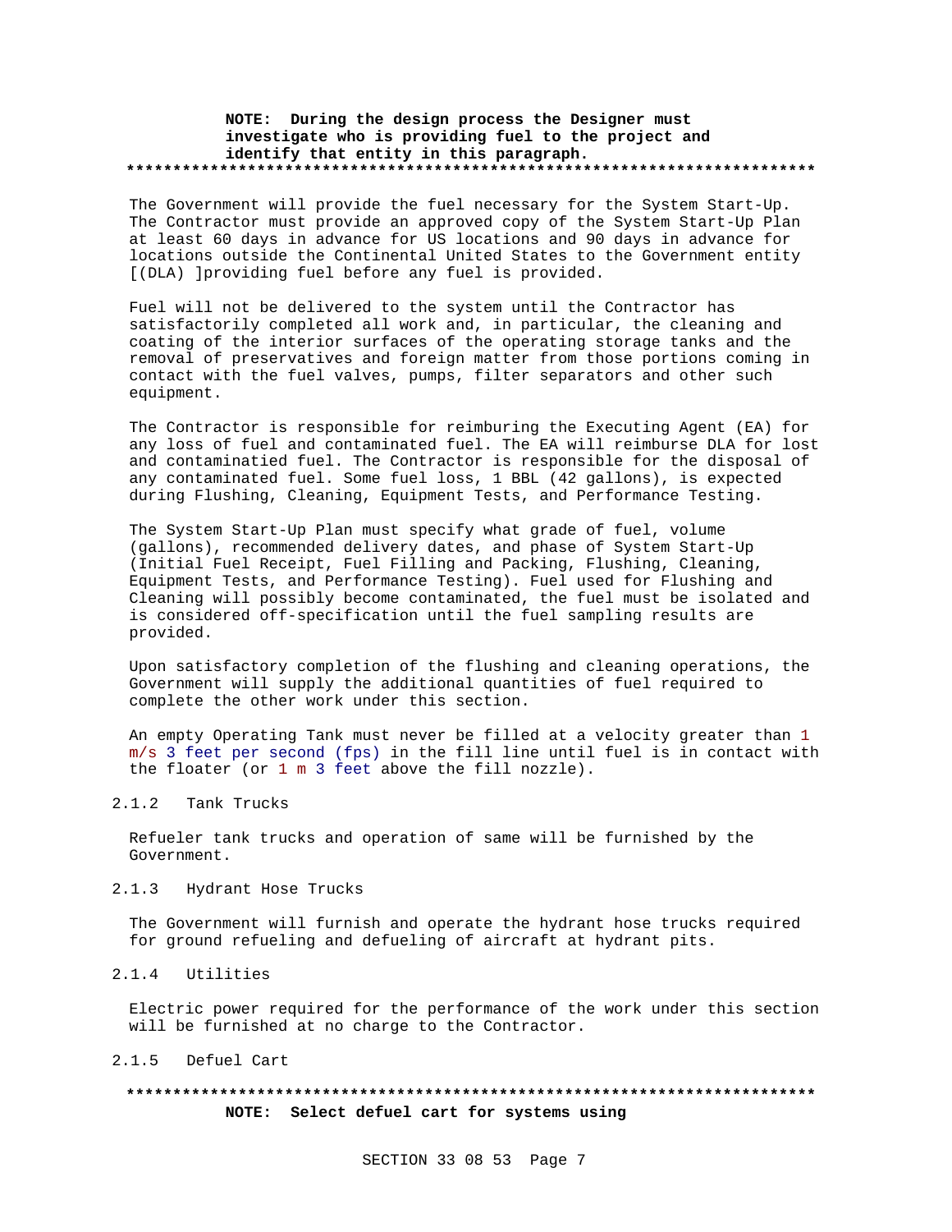**NOTE: During the design process the Designer must investigate who is providing fuel to the project and identify that entity in this paragraph.**

**************************************************************************

The Government will provide the fuel necessary for the System Start-Up. The Contractor must provide an approved copy of the System Start-Up Plan at least 60 days in advance for US locations and 90 days in advance for locations outside the Continental United States to the Government entity [(DLA) ]providing fuel before any fuel is provided.

Fuel will not be delivered to the system until the Contractor has satisfactorily completed all work and, in particular, the cleaning and coating of the interior surfaces of the operating storage tanks and the removal of preservatives and foreign matter from those portions coming in contact with the fuel valves, pumps, filter separators and other such equipment.

The Contractor is responsible for reimburing the Executing Agent (EA) for any loss of fuel and contaminated fuel. The EA will reimburse DLA for lost and contaminatied fuel. The Contractor is responsible for the disposal of any contaminated fuel. Some fuel loss, 1 BBL (42 gallons), is expected during Flushing, Cleaning, Equipment Tests, and Performance Testing.

The System Start-Up Plan must specify what grade of fuel, volume (gallons), recommended delivery dates, and phase of System Start-Up (Initial Fuel Receipt, Fuel Filling and Packing, Flushing, Cleaning, Equipment Tests, and Performance Testing). Fuel used for Flushing and Cleaning will possibly become contaminated, the fuel must be isolated and is considered off-specification until the fuel sampling results are provided.

Upon satisfactory completion of the flushing and cleaning operations, the Government will supply the additional quantities of fuel required to complete the other work under this section.

An empty Operating Tank must never be filled at a velocity greater than 1 m/s 3 feet per second (fps) in the fill line until fuel is in contact with the floater (or 1 m 3 feet above the fill nozzle).

### 2.1.2 Tank Trucks

Refueler tank trucks and operation of same will be furnished by the Government.

### 2.1.3 Hydrant Hose Trucks

The Government will furnish and operate the hydrant hose trucks required for ground refueling and defueling of aircraft at hydrant pits.

### 2.1.4 Utilities

Electric power required for the performance of the work under this section will be furnished at no charge to the Contractor.

### 2.1.5 Defuel Cart

**************************************************************************

**NOTE: Select defuel cart for systems using**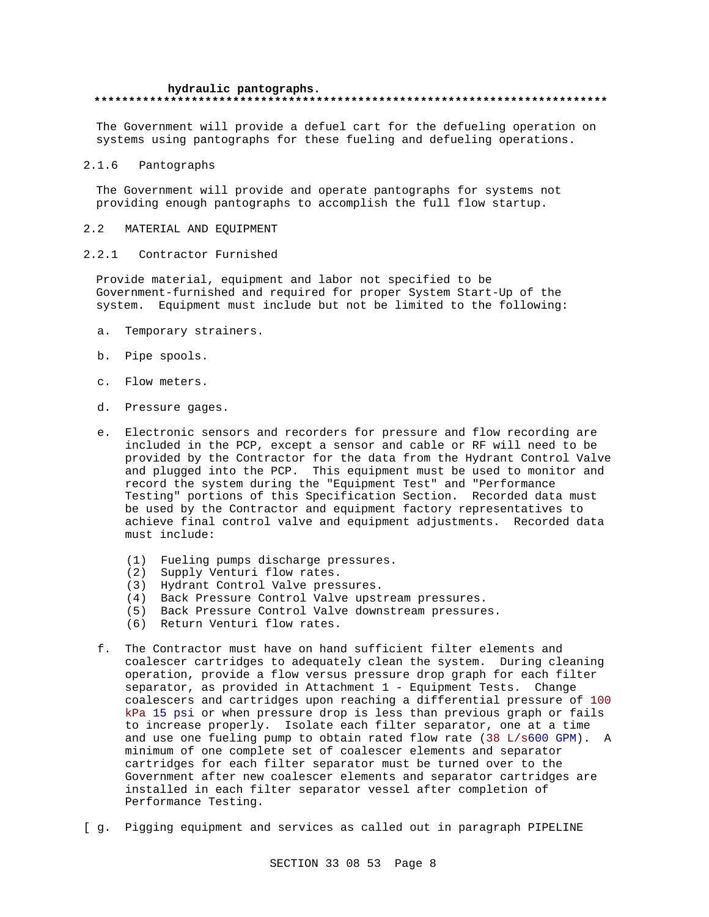hydraulic pantographs.
**************************************************************************

The Government will provide a defuel cart for the defueling operation on systems using pantographs for these fueling and defueling operations.

### 2.1.6 Pantographs

The Government will provide and operate pantographs for systems not providing enough pantographs to accomplish the full flow startup.

## 2.2 MATERIAL AND EQUIPMENT

### 2.2.1 Contractor Furnished

Provide material, equipment and labor not specified to be Government-furnished and required for proper System Start-Up of the system. Equipment must include but not be limited to the following:

a. Temporary strainers.

b. Pipe spools.

c. Flow meters.

d. Pressure gages.

e. Electronic sensors and recorders for pressure and flow recording are included in the PCP, except a sensor and cable or RF will need to be provided by the Contractor for the data from the Hydrant Control Valve and plugged into the PCP. This equipment must be used to monitor and record the system during the "Equipment Test" and "Performance Testing" portions of this Specification Section. Recorded data must be used by the Contractor and equipment factory representatives to achieve final control valve and equipment adjustments. Recorded data must include:

   (1) Fueling pumps discharge pressures.
   (2) Supply Venturi flow rates.
   (3) Hydrant Control Valve pressures.
   (4) Back Pressure Control Valve upstream pressures.
   (5) Back Pressure Control Valve downstream pressures.
   (6) Return Venturi flow rates.

f. The Contractor must have on hand sufficient filter elements and coalescer cartridges to adequately clean the system. During cleaning operation, provide a flow versus pressure drop graph for each filter separator, as provided in Attachment 1 - Equipment Tests. Change coalescers and cartridges upon reaching a differential pressure of 100 kPa 15 psi or when pressure drop is less than previous graph or fails to increase properly. Isolate each filter separator, one at a time and use one fueling pump to obtain rated flow rate (38 L/s600 GPM). A minimum of one complete set of coalescer elements and separator cartridges for each filter separator must be turned over to the Government after new coalescer elements and separator cartridges are installed in each filter separator vessel after completion of Performance Testing.

[ g. Pigging equipment and services as called out in paragraph PIPELINE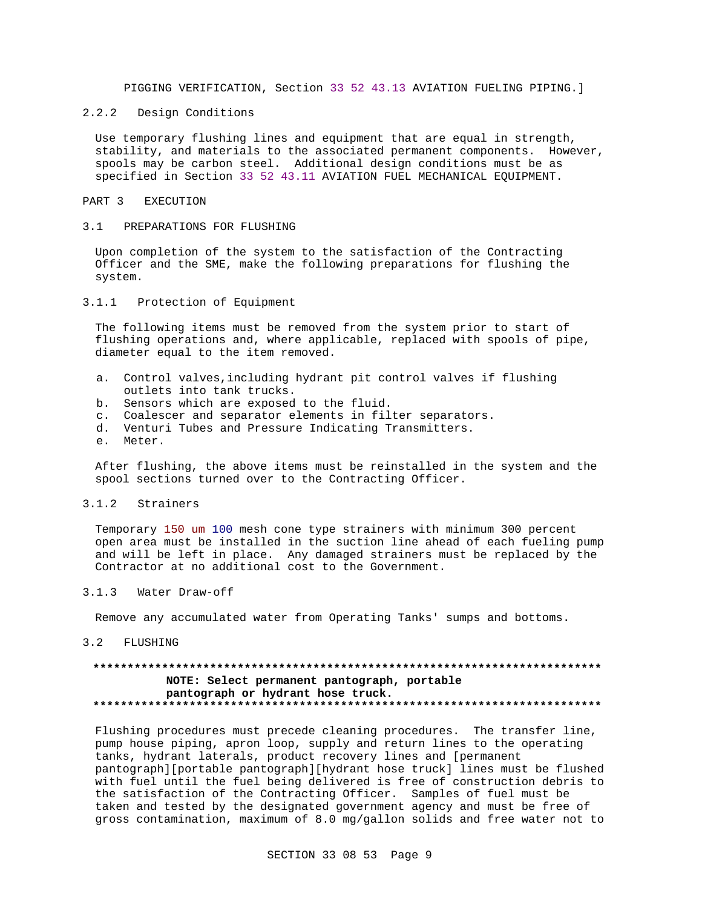PIGGING VERIFICATION, Section 33 52 43.13 AVIATION FUELING PIPING.]

### 2.2.2 Design Conditions

Use temporary flushing lines and equipment that are equal in strength, stability, and materials to the associated permanent components. However, spools may be carbon steel. Additional design conditions must be as specified in Section 33 52 43.11 AVIATION FUEL MECHANICAL EQUIPMENT.

# PART 3 EXECUTION

## 3.1 PREPARATIONS FOR FLUSHING

Upon completion of the system to the satisfaction of the Contracting Officer and the SME, make the following preparations for flushing the system.

### 3.1.1 Protection of Equipment

The following items must be removed from the system prior to start of flushing operations and, where applicable, replaced with spools of pipe, diameter equal to the item removed.

a. Control valves,including hydrant pit control valves if flushing outlets into tank trucks.
b. Sensors which are exposed to the fluid.
c. Coalescer and separator elements in filter separators.
d. Venturi Tubes and Pressure Indicating Transmitters.
e. Meter.

After flushing, the above items must be reinstalled in the system and the spool sections turned over to the Contracting Officer.

### 3.1.2 Strainers

Temporary 150 um 100 mesh cone type strainers with minimum 300 percent open area must be installed in the suction line ahead of each fueling pump and will be left in place. Any damaged strainers must be replaced by the Contractor at no additional cost to the Government.

### 3.1.3 Water Draw-off

Remove any accumulated water from Operating Tanks' sumps and bottoms.

## 3.2 FLUSHING

**************************************************************************
**NOTE: Select permanent pantograph, portable pantograph or hydrant hose truck.**
**************************************************************************

Flushing procedures must precede cleaning procedures. The transfer line, pump house piping, apron loop, supply and return lines to the operating tanks, hydrant laterals, product recovery lines and [permanent pantograph][portable pantograph][hydrant hose truck] lines must be flushed with fuel until the fuel being delivered is free of construction debris to the satisfaction of the Contracting Officer. Samples of fuel must be taken and tested by the designated government agency and must be free of gross contamination, maximum of 8.0 mg/gallon solids and free water not to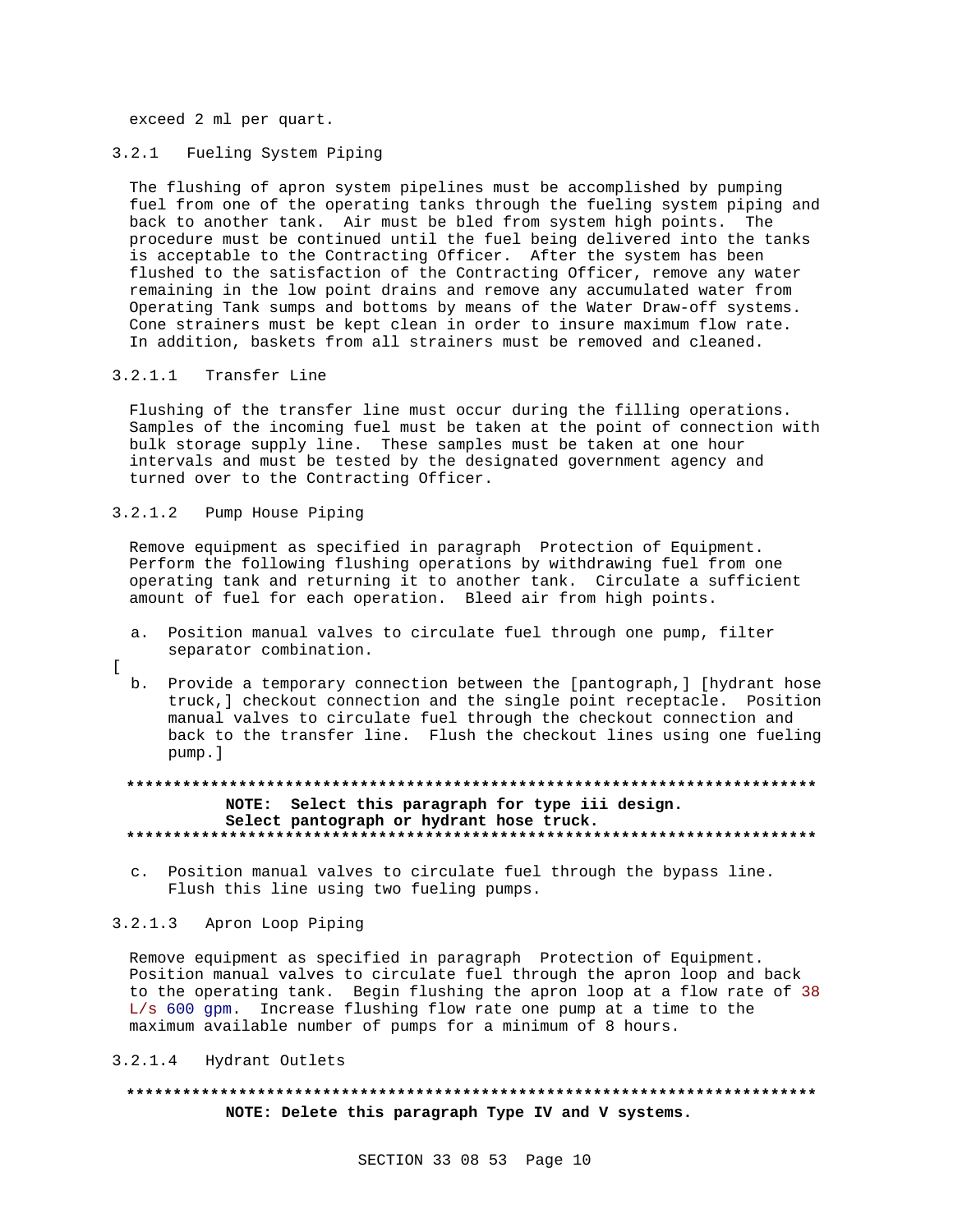exceed 2 ml per quart.

### 3.2.1 Fueling System Piping

The flushing of apron system pipelines must be accomplished by pumping fuel from one of the operating tanks through the fueling system piping and back to another tank. Air must be bled from system high points. The procedure must be continued until the fuel being delivered into the tanks is acceptable to the Contracting Officer. After the system has been flushed to the satisfaction of the Contracting Officer, remove any water remaining in the low point drains and remove any accumulated water from Operating Tank sumps and bottoms by means of the Water Draw-off systems. Cone strainers must be kept clean in order to insure maximum flow rate. In addition, baskets from all strainers must be removed and cleaned.

#### 3.2.1.1 Transfer Line

Flushing of the transfer line must occur during the filling operations. Samples of the incoming fuel must be taken at the point of connection with bulk storage supply line. These samples must be taken at one hour intervals and must be tested by the designated government agency and turned over to the Contracting Officer.

#### 3.2.1.2 Pump House Piping

Remove equipment as specified in paragraph Protection of Equipment. Perform the following flushing operations by withdrawing fuel from one operating tank and returning it to another tank. Circulate a sufficient amount of fuel for each operation. Bleed air from high points.

a. Position manual valves to circulate fuel through one pump, filter separator combination.

[

b. Provide a temporary connection between the [pantograph,] [hydrant hose truck,] checkout connection and the single point receptacle. Position manual valves to circulate fuel through the checkout connection and back to the transfer line. Flush the checkout lines using one fueling pump.]

**************************************************************************
**NOTE: Select this paragraph for type iii design. Select pantograph or hydrant hose truck.**
**************************************************************************

c. Position manual valves to circulate fuel through the bypass line. Flush this line using two fueling pumps.

#### 3.2.1.3 Apron Loop Piping

Remove equipment as specified in paragraph Protection of Equipment. Position manual valves to circulate fuel through the apron loop and back to the operating tank. Begin flushing the apron loop at a flow rate of 38 L/s 600 gpm. Increase flushing flow rate one pump at a time to the maximum available number of pumps for a minimum of 8 hours.

#### 3.2.1.4 Hydrant Outlets

**************************************************************************
**NOTE: Delete this paragraph Type IV and V systems.**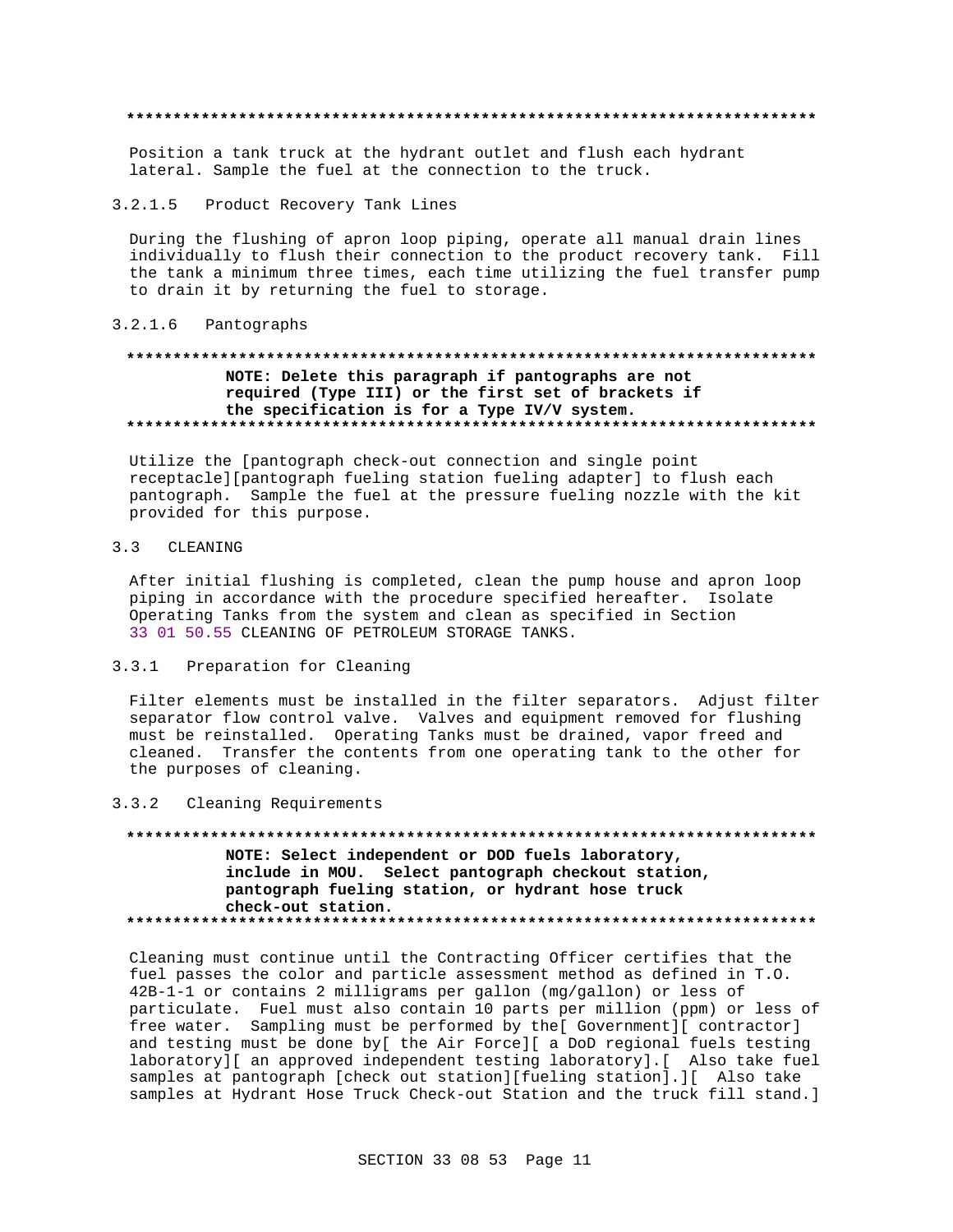**************************************************************************

Position a tank truck at the hydrant outlet and flush each hydrant lateral. Sample the fuel at the connection to the truck.

#### 3.2.1.5 Product Recovery Tank Lines

During the flushing of apron loop piping, operate all manual drain lines individually to flush their connection to the product recovery tank. Fill the tank a minimum three times, each time utilizing the fuel transfer pump to drain it by returning the fuel to storage.

#### 3.2.1.6 Pantographs

**************************************************************************

**NOTE: Delete this paragraph if pantographs are not required (Type III) or the first set of brackets if the specification is for a Type IV/V system.**

**************************************************************************

Utilize the [pantograph check-out connection and single point receptacle][pantograph fueling station fueling adapter] to flush each pantograph. Sample the fuel at the pressure fueling nozzle with the kit provided for this purpose.

## 3.3 CLEANING

After initial flushing is completed, clean the pump house and apron loop piping in accordance with the procedure specified hereafter. Isolate Operating Tanks from the system and clean as specified in Section 33 01 50.55 CLEANING OF PETROLEUM STORAGE TANKS.

### 3.3.1 Preparation for Cleaning

Filter elements must be installed in the filter separators. Adjust filter separator flow control valve. Valves and equipment removed for flushing must be reinstalled. Operating Tanks must be drained, vapor freed and cleaned. Transfer the contents from one operating tank to the other for the purposes of cleaning.

### 3.3.2 Cleaning Requirements

**************************************************************************

**NOTE: Select independent or DOD fuels laboratory, include in MOU. Select pantograph checkout station, pantograph fueling station, or hydrant hose truck check-out station.**

**************************************************************************

Cleaning must continue until the Contracting Officer certifies that the fuel passes the color and particle assessment method as defined in T.O. 42B-1-1 or contains 2 milligrams per gallon (mg/gallon) or less of particulate. Fuel must also contain 10 parts per million (ppm) or less of free water. Sampling must be performed by the[ Government][ contractor] and testing must be done by[ the Air Force][ a DoD regional fuels testing laboratory][ an approved independent testing laboratory].[ Also take fuel samples at pantograph [check out station][fueling station].][ Also take samples at Hydrant Hose Truck Check-out Station and the truck fill stand.]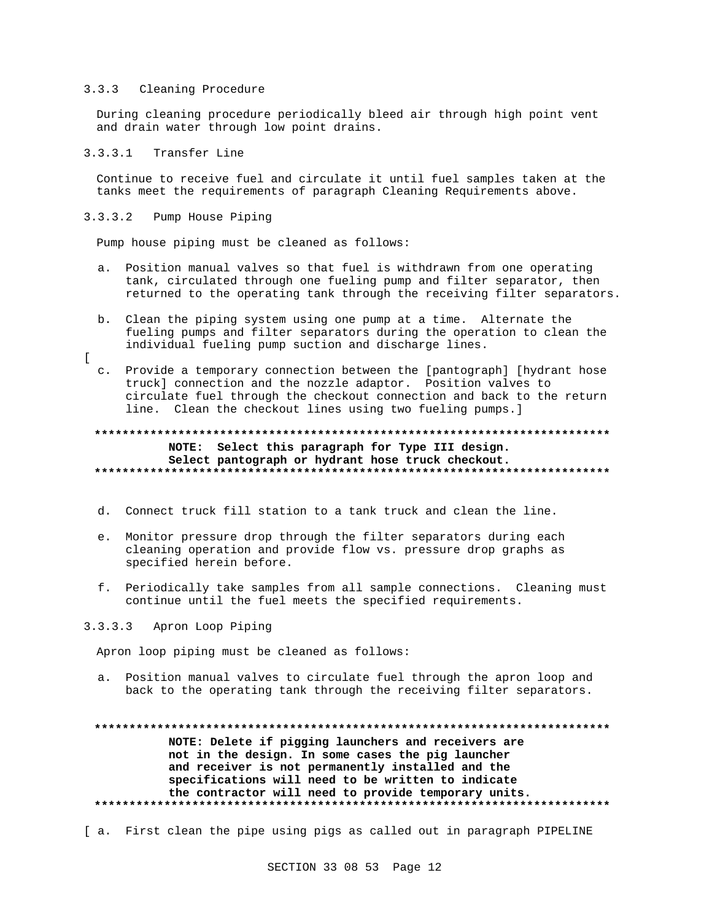#### 3.3.3 Cleaning Procedure

During cleaning procedure periodically bleed air through high point vent and drain water through low point drains.

##### 3.3.3.1 Transfer Line

Continue to receive fuel and circulate it until fuel samples taken at the tanks meet the requirements of paragraph Cleaning Requirements above.

##### 3.3.3.2 Pump House Piping

Pump house piping must be cleaned as follows:

a. Position manual valves so that fuel is withdrawn from one operating tank, circulated through one fueling pump and filter separator, then returned to the operating tank through the receiving filter separators.

b. Clean the piping system using one pump at a time. Alternate the fueling pumps and filter separators during the operation to clean the individual fueling pump suction and discharge lines.

[

c. Provide a temporary connection between the [pantograph] [hydrant hose truck] connection and the nozzle adaptor. Position valves to circulate fuel through the checkout connection and back to the return line. Clean the checkout lines using two fueling pumps.]

**************************************************************************
**NOTE: Select this paragraph for Type III design. Select pantograph or hydrant hose truck checkout.**
**************************************************************************

d. Connect truck fill station to a tank truck and clean the line.

e. Monitor pressure drop through the filter separators during each cleaning operation and provide flow vs. pressure drop graphs as specified herein before.

f. Periodically take samples from all sample connections. Cleaning must continue until the fuel meets the specified requirements.

##### 3.3.3.3 Apron Loop Piping

Apron loop piping must be cleaned as follows:

a. Position manual valves to circulate fuel through the apron loop and back to the operating tank through the receiving filter separators.

**************************************************************************
**NOTE: Delete if pigging launchers and receivers are not in the design. In some cases the pig launcher and receiver is not permanently installed and the specifications will need to be written to indicate the contractor will need to provide temporary units.**
**************************************************************************

[ a. First clean the pipe using pigs as called out in paragraph PIPELINE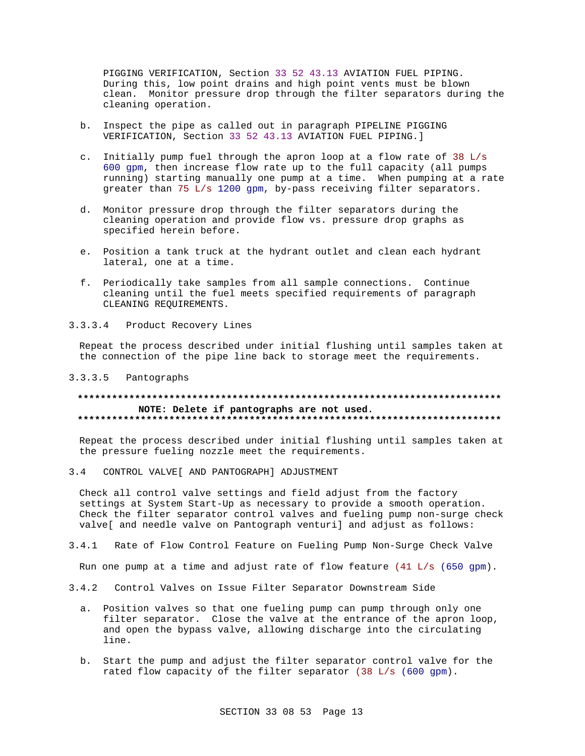PIGGING VERIFICATION, Section 33 52 43.13 AVIATION FUEL PIPING. During this, low point drains and high point vents must be blown clean. Monitor pressure drop through the filter separators during the cleaning operation.

b. Inspect the pipe as called out in paragraph PIPELINE PIGGING VERIFICATION, Section 33 52 43.13 AVIATION FUEL PIPING.]

c. Initially pump fuel through the apron loop at a flow rate of 38 L/s 600 gpm, then increase flow rate up to the full capacity (all pumps running) starting manually one pump at a time. When pumping at a rate greater than 75 L/s 1200 gpm, by-pass receiving filter separators.

d. Monitor pressure drop through the filter separators during the cleaning operation and provide flow vs. pressure drop graphs as specified herein before.

e. Position a tank truck at the hydrant outlet and clean each hydrant lateral, one at a time.

f. Periodically take samples from all sample connections. Continue cleaning until the fuel meets specified requirements of paragraph CLEANING REQUIREMENTS.

#### 3.3.3.4 Product Recovery Lines

Repeat the process described under initial flushing until samples taken at the connection of the pipe line back to storage meet the requirements.

#### 3.3.3.5 Pantographs

**************************************************************************
**NOTE: Delete if pantographs are not used.**
**************************************************************************

Repeat the process described under initial flushing until samples taken at the pressure fueling nozzle meet the requirements.

## 3.4 CONTROL VALVE[ AND PANTOGRAPH] ADJUSTMENT

Check all control valve settings and field adjust from the factory settings at System Start-Up as necessary to provide a smooth operation. Check the filter separator control valves and fueling pump non-surge check valve[ and needle valve on Pantograph venturi] and adjust as follows:

### 3.4.1 Rate of Flow Control Feature on Fueling Pump Non-Surge Check Valve

Run one pump at a time and adjust rate of flow feature (41 L/s (650 gpm).

### 3.4.2 Control Valves on Issue Filter Separator Downstream Side

a. Position valves so that one fueling pump can pump through only one filter separator. Close the valve at the entrance of the apron loop, and open the bypass valve, allowing discharge into the circulating line.

b. Start the pump and adjust the filter separator control valve for the rated flow capacity of the filter separator (38 L/s (600 gpm).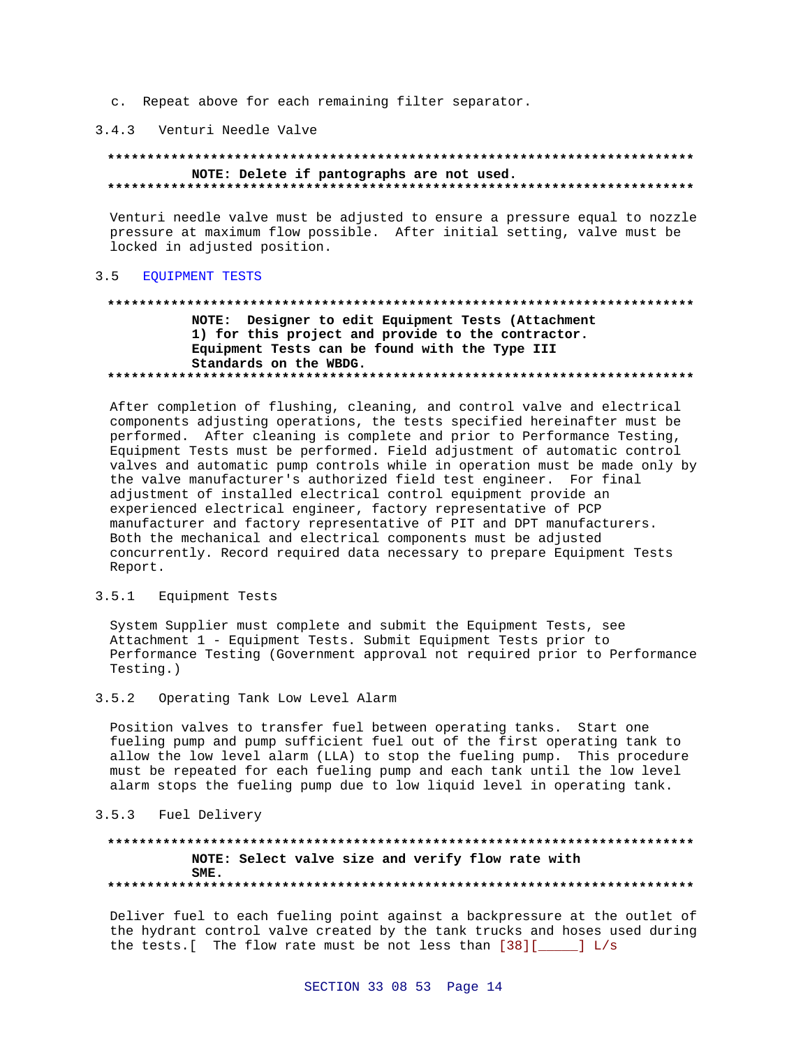c. Repeat above for each remaining filter separator.

### 3.4.3 Venturi Needle Valve

**************************************************************************
**NOTE: Delete if pantographs are not used.**
**************************************************************************

Venturi needle valve must be adjusted to ensure a pressure equal to nozzle pressure at maximum flow possible. After initial setting, valve must be locked in adjusted position.

## 3.5 EQUIPMENT TESTS

**************************************************************************
**NOTE: Designer to edit Equipment Tests (Attachment 1) for this project and provide to the contractor. Equipment Tests can be found with the Type III Standards on the WBDG.**
**************************************************************************

After completion of flushing, cleaning, and control valve and electrical components adjusting operations, the tests specified hereinafter must be performed. After cleaning is complete and prior to Performance Testing, Equipment Tests must be performed. Field adjustment of automatic control valves and automatic pump controls while in operation must be made only by the valve manufacturer's authorized field test engineer. For final adjustment of installed electrical control equipment provide an experienced electrical engineer, factory representative of PCP manufacturer and factory representative of PIT and DPT manufacturers. Both the mechanical and electrical components must be adjusted concurrently. Record required data necessary to prepare Equipment Tests Report.

### 3.5.1 Equipment Tests

System Supplier must complete and submit the Equipment Tests, see Attachment 1 - Equipment Tests. Submit Equipment Tests prior to Performance Testing (Government approval not required prior to Performance Testing.)

### 3.5.2 Operating Tank Low Level Alarm

Position valves to transfer fuel between operating tanks. Start one fueling pump and pump sufficient fuel out of the first operating tank to allow the low level alarm (LLA) to stop the fueling pump. This procedure must be repeated for each fueling pump and each tank until the low level alarm stops the fueling pump due to low liquid level in operating tank.

### 3.5.3 Fuel Delivery

**************************************************************************
**NOTE: Select valve size and verify flow rate with SME.**
**************************************************************************

Deliver fuel to each fueling point against a backpressure at the outlet of the hydrant control valve created by the tank trucks and hoses used during the tests.[ The flow rate must be not less than [38][_____] L/s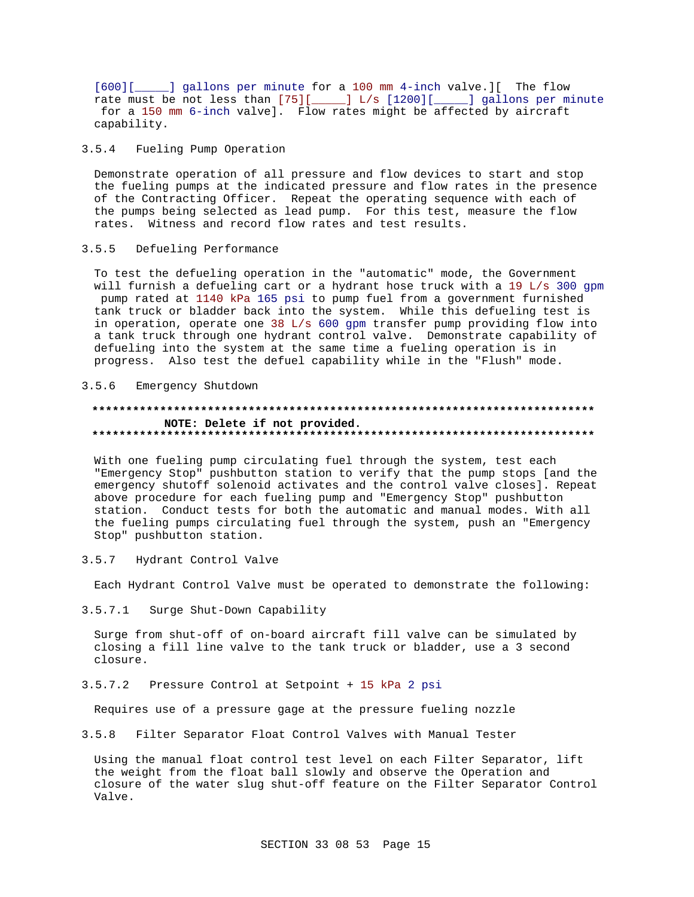[600][_____] gallons per minute for a 100 mm 4-inch valve.][ The flow rate must be not less than [75][_____] L/s [1200][_____] gallons per minute for a 150 mm 6-inch valve]. Flow rates might be affected by aircraft capability.

### 3.5.4 Fueling Pump Operation

Demonstrate operation of all pressure and flow devices to start and stop the fueling pumps at the indicated pressure and flow rates in the presence of the Contracting Officer. Repeat the operating sequence with each of the pumps being selected as lead pump. For this test, measure the flow rates. Witness and record flow rates and test results.

### 3.5.5 Defueling Performance

To test the defueling operation in the "automatic" mode, the Government will furnish a defueling cart or a hydrant hose truck with a 19 L/s 300 gpm pump rated at 1140 kPa 165 psi to pump fuel from a government furnished tank truck or bladder back into the system. While this defueling test is in operation, operate one 38 L/s 600 gpm transfer pump providing flow into a tank truck through one hydrant control valve. Demonstrate capability of defueling into the system at the same time a fueling operation is in progress. Also test the defuel capability while in the "Flush" mode.

### 3.5.6 Emergency Shutdown

**************************************************************************
**NOTE: Delete if not provided.**
**************************************************************************

With one fueling pump circulating fuel through the system, test each "Emergency Stop" pushbutton station to verify that the pump stops [and the emergency shutoff solenoid activates and the control valve closes]. Repeat above procedure for each fueling pump and "Emergency Stop" pushbutton station. Conduct tests for both the automatic and manual modes. With all the fueling pumps circulating fuel through the system, push an "Emergency Stop" pushbutton station.

### 3.5.7 Hydrant Control Valve

Each Hydrant Control Valve must be operated to demonstrate the following:

#### 3.5.7.1 Surge Shut-Down Capability

Surge from shut-off of on-board aircraft fill valve can be simulated by closing a fill line valve to the tank truck or bladder, use a 3 second closure.

#### 3.5.7.2 Pressure Control at Setpoint + 15 kPa 2 psi

Requires use of a pressure gage at the pressure fueling nozzle

### 3.5.8 Filter Separator Float Control Valves with Manual Tester

Using the manual float control test level on each Filter Separator, lift the weight from the float ball slowly and observe the Operation and closure of the water slug shut-off feature on the Filter Separator Control Valve.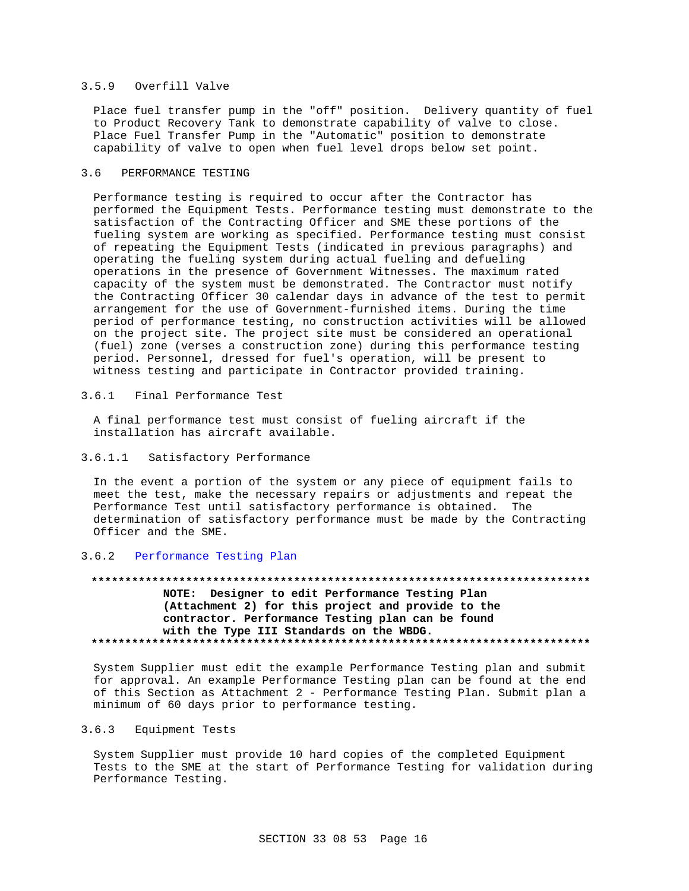### 3.5.9 Overfill Valve

Place fuel transfer pump in the "off" position. Delivery quantity of fuel to Product Recovery Tank to demonstrate capability of valve to close. Place Fuel Transfer Pump in the "Automatic" position to demonstrate capability of valve to open when fuel level drops below set point.

## 3.6 PERFORMANCE TESTING

Performance testing is required to occur after the Contractor has performed the Equipment Tests. Performance testing must demonstrate to the satisfaction of the Contracting Officer and SME these portions of the fueling system are working as specified. Performance testing must consist of repeating the Equipment Tests (indicated in previous paragraphs) and operating the fueling system during actual fueling and defueling operations in the presence of Government Witnesses. The maximum rated capacity of the system must be demonstrated. The Contractor must notify the Contracting Officer 30 calendar days in advance of the test to permit arrangement for the use of Government-furnished items. During the time period of performance testing, no construction activities will be allowed on the project site. The project site must be considered an operational (fuel) zone (verses a construction zone) during this performance testing period. Personnel, dressed for fuel's operation, will be present to witness testing and participate in Contractor provided training.

### 3.6.1 Final Performance Test

A final performance test must consist of fueling aircraft if the installation has aircraft available.

#### 3.6.1.1 Satisfactory Performance

In the event a portion of the system or any piece of equipment fails to meet the test, make the necessary repairs or adjustments and repeat the Performance Test until satisfactory performance is obtained. The determination of satisfactory performance must be made by the Contracting Officer and the SME.

### 3.6.2 Performance Testing Plan

**************************************************************************
**NOTE: Designer to edit Performance Testing Plan (Attachment 2) for this project and provide to the contractor. Performance Testing plan can be found with the Type III Standards on the WBDG.**
**************************************************************************

System Supplier must edit the example Performance Testing plan and submit for approval. An example Performance Testing plan can be found at the end of this Section as Attachment 2 - Performance Testing Plan. Submit plan a minimum of 60 days prior to performance testing.

### 3.6.3 Equipment Tests

System Supplier must provide 10 hard copies of the completed Equipment Tests to the SME at the start of Performance Testing for validation during Performance Testing.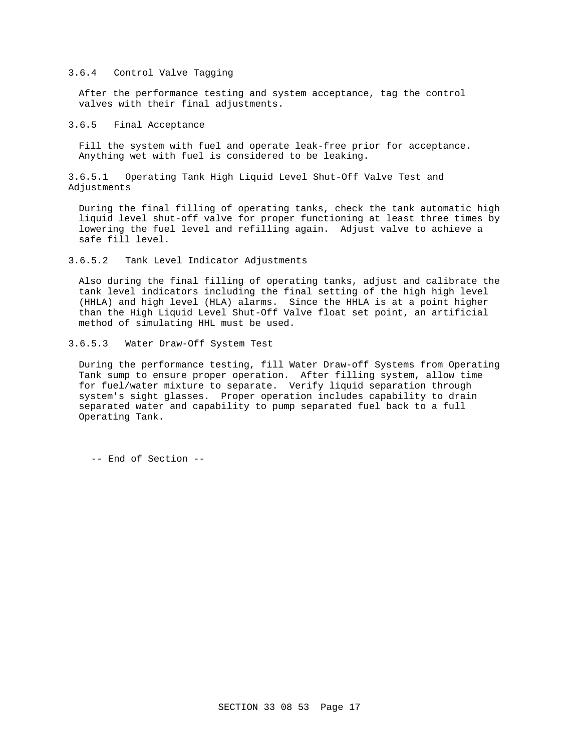### 3.6.4 Control Valve Tagging

After the performance testing and system acceptance, tag the control valves with their final adjustments.

### 3.6.5 Final Acceptance

Fill the system with fuel and operate leak-free prior for acceptance. Anything wet with fuel is considered to be leaking.

#### 3.6.5.1 Operating Tank High Liquid Level Shut-Off Valve Test and Adjustments

During the final filling of operating tanks, check the tank automatic high liquid level shut-off valve for proper functioning at least three times by lowering the fuel level and refilling again. Adjust valve to achieve a safe fill level.

#### 3.6.5.2 Tank Level Indicator Adjustments

Also during the final filling of operating tanks, adjust and calibrate the tank level indicators including the final setting of the high high level (HHLA) and high level (HLA) alarms. Since the HHLA is at a point higher than the High Liquid Level Shut-Off Valve float set point, an artificial method of simulating HHL must be used.

#### 3.6.5.3 Water Draw-Off System Test

During the performance testing, fill Water Draw-off Systems from Operating Tank sump to ensure proper operation. After filling system, allow time for fuel/water mixture to separate. Verify liquid separation through system's sight glasses. Proper operation includes capability to drain separated water and capability to pump separated fuel back to a full Operating Tank.

-- End of Section --